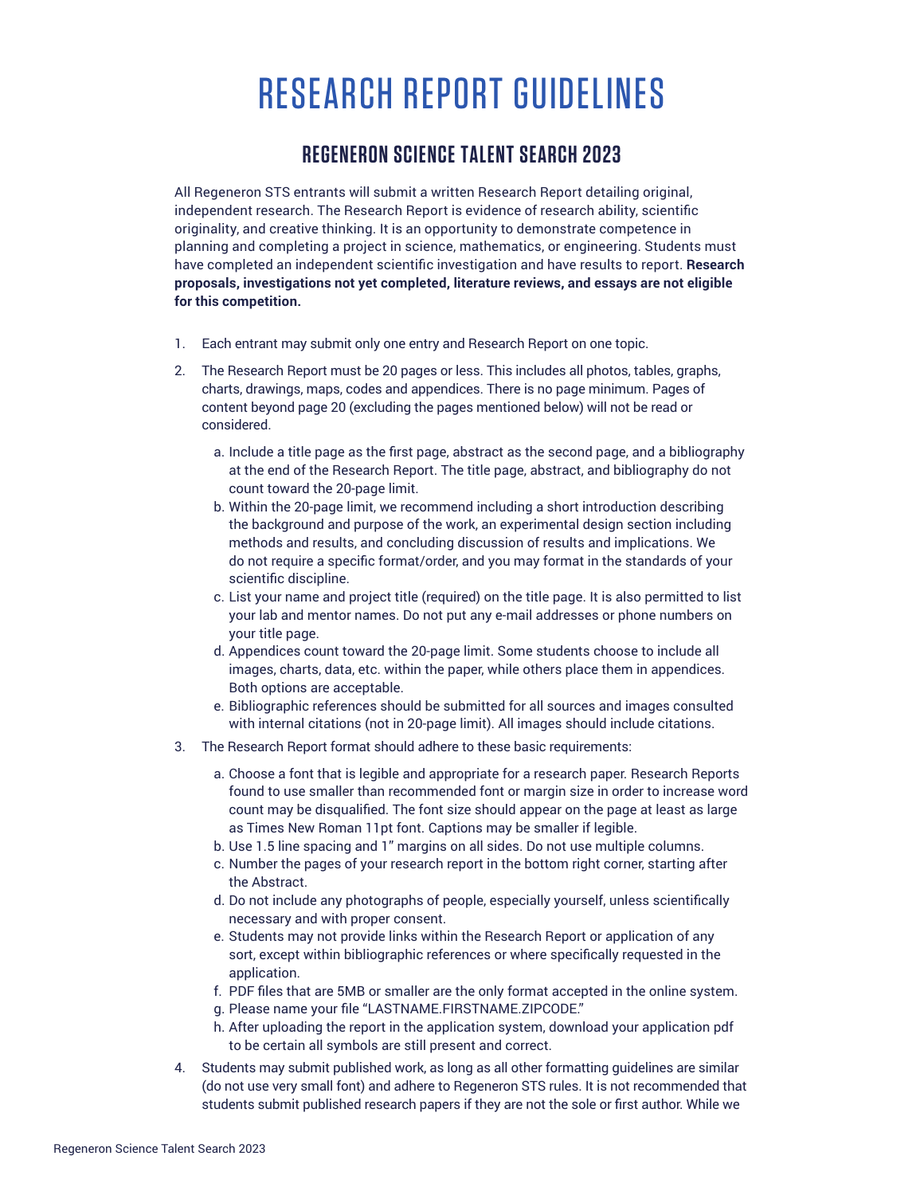# RESEARCH REPORT GUIDELINES

## REGENERON SCIENCE TALENT SEARCH 2023

All Regeneron STS entrants will submit a written Research Report detailing original, independent research. The Research Report is evidence of research ability, scientific originality, and creative thinking. It is an opportunity to demonstrate competence in planning and completing a project in science, mathematics, or engineering. Students must have completed an independent scientific investigation and have results to report. **Research proposals, investigations not yet completed, literature reviews, and essays are not eligible for this competition.**

1. Each entrant may submit only one entry and Research Report on one topic.
2. The Research Report must be 20 pages or less. This includes all photos, tables, graphs, charts, drawings, maps, codes and appendices. There is no page minimum. Pages of content beyond page 20 (excluding the pages mentioned below) will not be read or considered.
   a. Include a title page as the first page, abstract as the second page, and a bibliography at the end of the Research Report. The title page, abstract, and bibliography do not count toward the 20-page limit.
   b. Within the 20-page limit, we recommend including a short introduction describing the background and purpose of the work, an experimental design section including methods and results, and concluding discussion of results and implications. We do not require a specific format/order, and you may format in the standards of your scientific discipline.
   c. List your name and project title (required) on the title page. It is also permitted to list your lab and mentor names. Do not put any e-mail addresses or phone numbers on your title page.
   d. Appendices count toward the 20-page limit. Some students choose to include all images, charts, data, etc. within the paper, while others place them in appendices. Both options are acceptable.
   e. Bibliographic references should be submitted for all sources and images consulted with internal citations (not in 20-page limit). All images should include citations.
3. The Research Report format should adhere to these basic requirements:
   a. Choose a font that is legible and appropriate for a research paper. Research Reports found to use smaller than recommended font or margin size in order to increase word count may be disqualified. The font size should appear on the page at least as large as Times New Roman 11pt font. Captions may be smaller if legible.
   b. Use 1.5 line spacing and 1" margins on all sides. Do not use multiple columns.
   c. Number the pages of your research report in the bottom right corner, starting after the Abstract.
   d. Do not include any photographs of people, especially yourself, unless scientifically necessary and with proper consent.
   e. Students may not provide links within the Research Report or application of any sort, except within bibliographic references or where specifically requested in the application.
   f. PDF files that are 5MB or smaller are the only format accepted in the online system.
   g. Please name your file "LASTNAME.FIRSTNAME.ZIPCODE."
   h. After uploading the report in the application system, download your application pdf to be certain all symbols are still present and correct.
4. Students may submit published work, as long as all other formatting guidelines are similar (do not use very small font) and adhere to Regeneron STS rules. It is not recommended that students submit published research papers if they are not the sole or first author. While we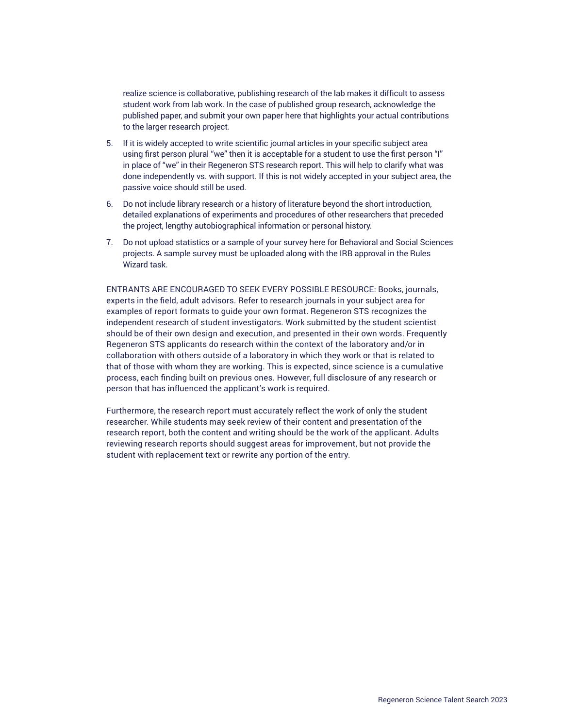realize science is collaborative, publishing research of the lab makes it difficult to assess student work from lab work. In the case of published group research, acknowledge the published paper, and submit your own paper here that highlights your actual contributions to the larger research project.

5. If it is widely accepted to write scientific journal articles in your specific subject area using first person plural "we" then it is acceptable for a student to use the first person "I" in place of "we" in their Regeneron STS research report. This will help to clarify what was done independently vs. with support. If this is not widely accepted in your subject area, the passive voice should still be used.
6. Do not include library research or a history of literature beyond the short introduction, detailed explanations of experiments and procedures of other researchers that preceded the project, lengthy autobiographical information or personal history.
7. Do not upload statistics or a sample of your survey here for Behavioral and Social Sciences projects. A sample survey must be uploaded along with the IRB approval in the Rules Wizard task.

ENTRANTS ARE ENCOURAGED TO SEEK EVERY POSSIBLE RESOURCE: Books, journals, experts in the field, adult advisors. Refer to research journals in your subject area for examples of report formats to guide your own format. Regeneron STS recognizes the independent research of student investigators. Work submitted by the student scientist should be of their own design and execution, and presented in their own words. Frequently Regeneron STS applicants do research within the context of the laboratory and/or in collaboration with others outside of a laboratory in which they work or that is related to that of those with whom they are working. This is expected, since science is a cumulative process, each finding built on previous ones. However, full disclosure of any research or person that has influenced the applicant's work is required.

Furthermore, the research report must accurately reflect the work of only the student researcher. While students may seek review of their content and presentation of the research report, both the content and writing should be the work of the applicant. Adults reviewing research reports should suggest areas for improvement, but not provide the student with replacement text or rewrite any portion of the entry.